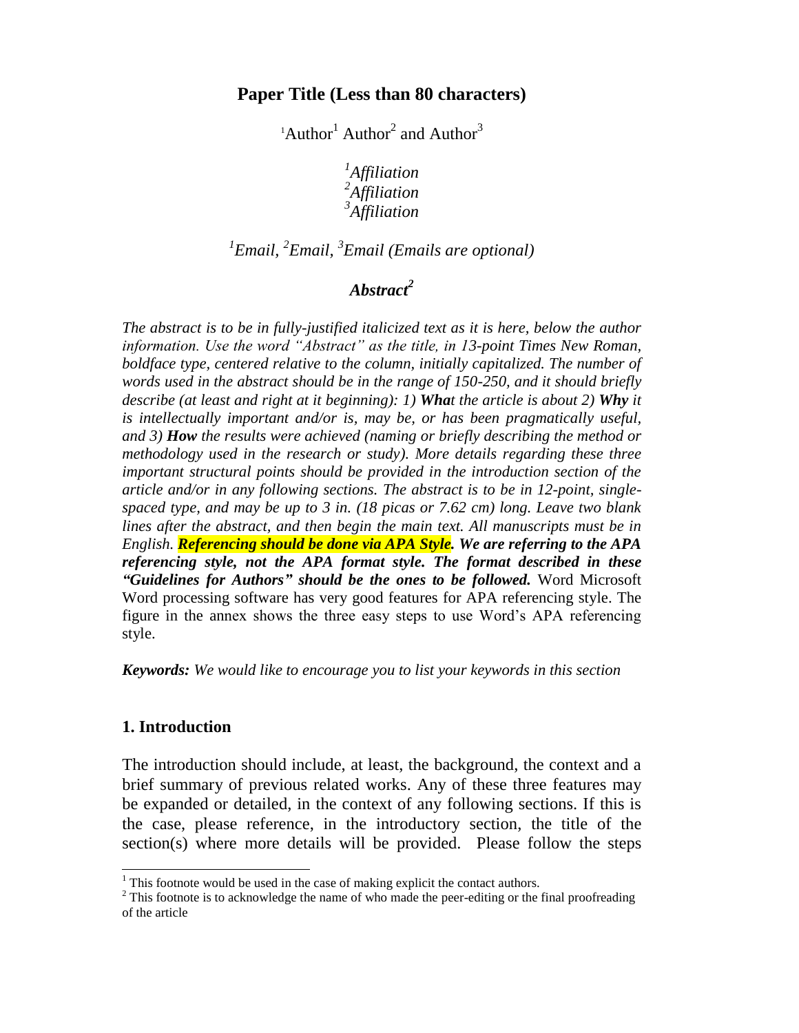# Paper Title (Less than 80 characters)

[1]Author[1] Author[2] and Author[3]

*[1]Affiliation*
*[2]Affiliation*
*[3]Affiliation*

*[1]Email, [2]Email, [3]Email (Emails are optional)*

## *Abstract[2]*

*The abstract is to be in fully-justified italicized text as it is here, below the author information. Use the word "Abstract" as the title, in 13-point Times New Roman, boldface type, centered relative to the column, initially capitalized. The number of words used in the abstract should be in the range of 150-250, and it should briefly describe (at least and right at it beginning): 1)* ***What*** *the article is about 2)* ***Why*** *it is intellectually important and/or is, may be, or has been pragmatically useful, and 3)* ***How*** *the results were achieved (naming or briefly describing the method or methodology used in the research or study). More details regarding these three important structural points should be provided in the introduction section of the article and/or in any following sections. The abstract is to be in 12-point, single-spaced type, and may be up to 3 in. (18 picas or 7.62 cm) long. Leave two blank lines after the abstract, and then begin the main text. All manuscripts must be in English.* ***Referencing should be done via APA Style. We are referring to the APA referencing style, not the APA format style. The format described in these "Guidelines for Authors" should be the ones to be followed.*** Word Microsoft Word processing software has very good features for APA referencing style. The figure in the annex shows the three easy steps to use Word's APA referencing style.

***Keywords:*** *We would like to encourage you to list your keywords in this section*

## 1. Introduction

The introduction should include, at least, the background, the context and a brief summary of previous related works. Any of these three features may be expanded or detailed, in the context of any following sections. If this is the case, please reference, in the introductory section, the title of the section(s) where more details will be provided. Please follow the steps

[1] This footnote would be used in the case of making explicit the contact authors.
[2] This footnote is to acknowledge the name of who made the peer-editing or the final proofreading of the article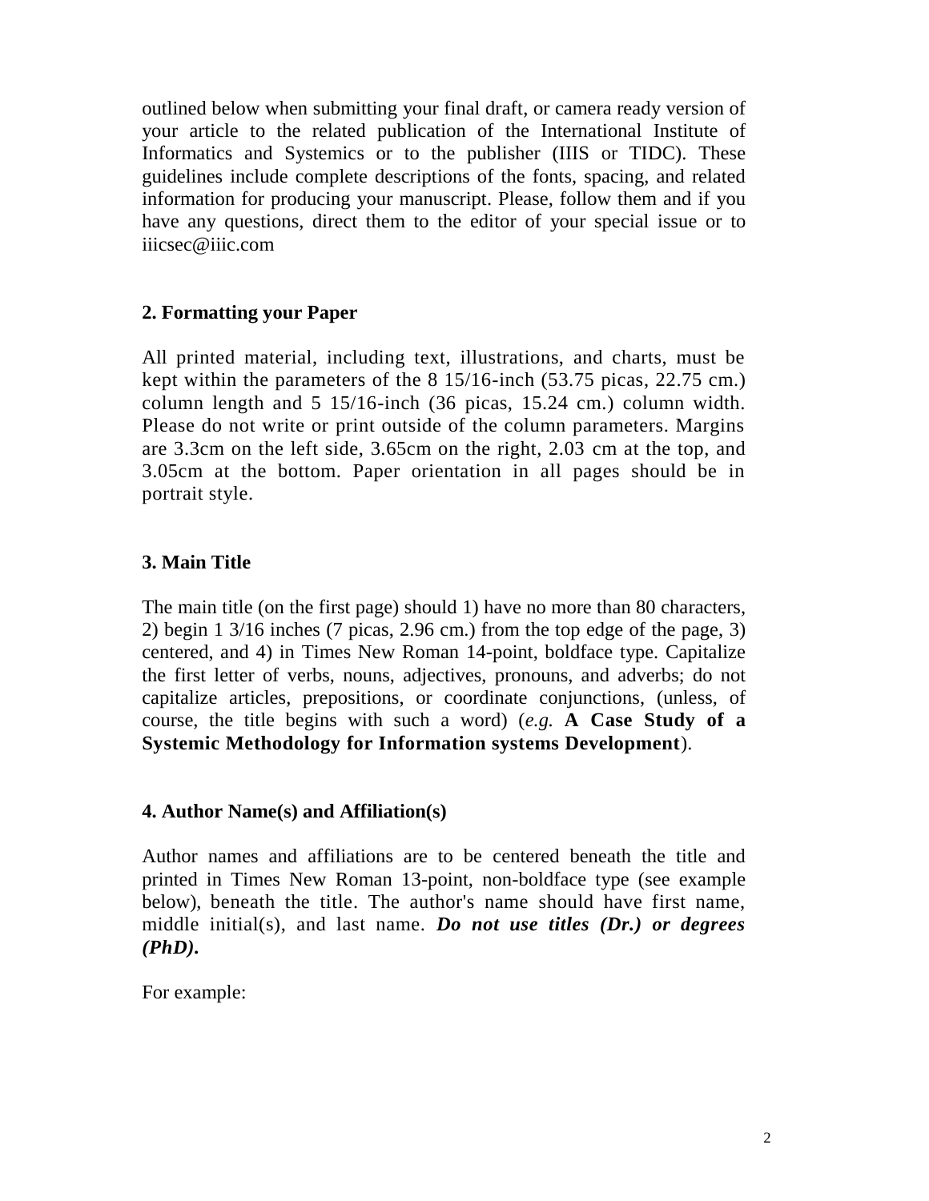outlined below when submitting your final draft, or camera ready version of your article to the related publication of the International Institute of Informatics and Systemics or to the publisher (IIIS or TIDC). These guidelines include complete descriptions of the fonts, spacing, and related information for producing your manuscript. Please, follow them and if you have any questions, direct them to the editor of your special issue or to iiicsec@iiic.com

## 2. Formatting your Paper

All printed material, including text, illustrations, and charts, must be kept within the parameters of the 8 15/16-inch (53.75 picas, 22.75 cm.) column length and 5 15/16-inch (36 picas, 15.24 cm.) column width. Please do not write or print outside of the column parameters. Margins are 3.3cm on the left side, 3.65cm on the right, 2.03 cm at the top, and 3.05cm at the bottom. Paper orientation in all pages should be in portrait style.

## 3. Main Title

The main title (on the first page) should 1) have no more than 80 characters, 2) begin 1 3/16 inches (7 picas, 2.96 cm.) from the top edge of the page, 3) centered, and 4) in Times New Roman 14-point, boldface type. Capitalize the first letter of verbs, nouns, adjectives, pronouns, and adverbs; do not capitalize articles, prepositions, or coordinate conjunctions, (unless, of course, the title begins with such a word) (*e.g.* **A Case Study of a Systemic Methodology for Information systems Development**).

## 4. Author Name(s) and Affiliation(s)

Author names and affiliations are to be centered beneath the title and printed in Times New Roman 13-point, non-boldface type (see example below), beneath the title. The author's name should have first name, middle initial(s), and last name. ***Do not use titles (Dr.) or degrees (PhD).***

For example: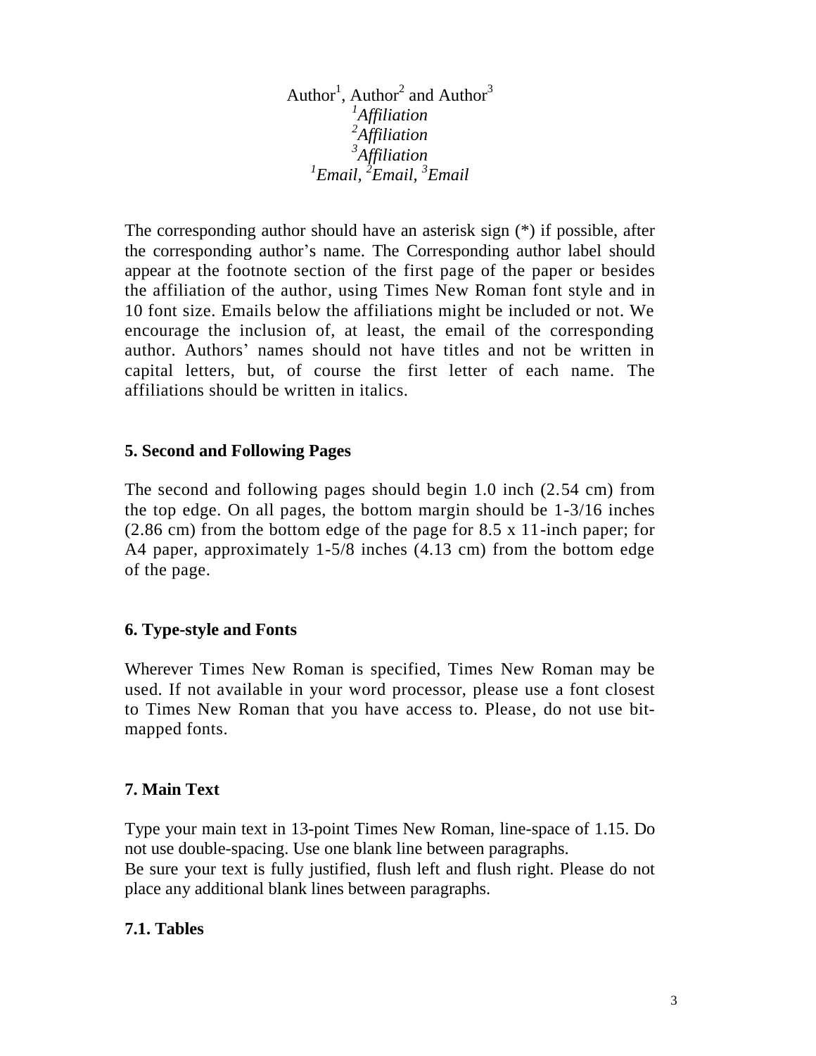Author[1], Author[2] and Author[3]

*[1]Affiliation*

*[2]Affiliation*

*[3]Affiliation*

*[1]Email, [2]Email, [3]Email*

The corresponding author should have an asterisk sign (*) if possible, after the corresponding author's name. The Corresponding author label should appear at the footnote section of the first page of the paper or besides the affiliation of the author, using Times New Roman font style and in 10 font size. Emails below the affiliations might be included or not. We encourage the inclusion of, at least, the email of the corresponding author. Authors' names should not have titles and not be written in capital letters, but, of course the first letter of each name. The affiliations should be written in italics.

## 5. Second and Following Pages

The second and following pages should begin 1.0 inch (2.54 cm) from the top edge. On all pages, the bottom margin should be 1-3/16 inches (2.86 cm) from the bottom edge of the page for 8.5 x 11-inch paper; for A4 paper, approximately 1-5/8 inches (4.13 cm) from the bottom edge of the page.

## 6. Type-style and Fonts

Wherever Times New Roman is specified, Times New Roman may be used. If not available in your word processor, please use a font closest to Times New Roman that you have access to. Please, do not use bit-mapped fonts.

## 7. Main Text

Type your main text in 13-point Times New Roman, line-space of 1.15. Do not use double-spacing. Use one blank line between paragraphs.
Be sure your text is fully justified, flush left and flush right. Please do not place any additional blank lines between paragraphs.

### 7.1. Tables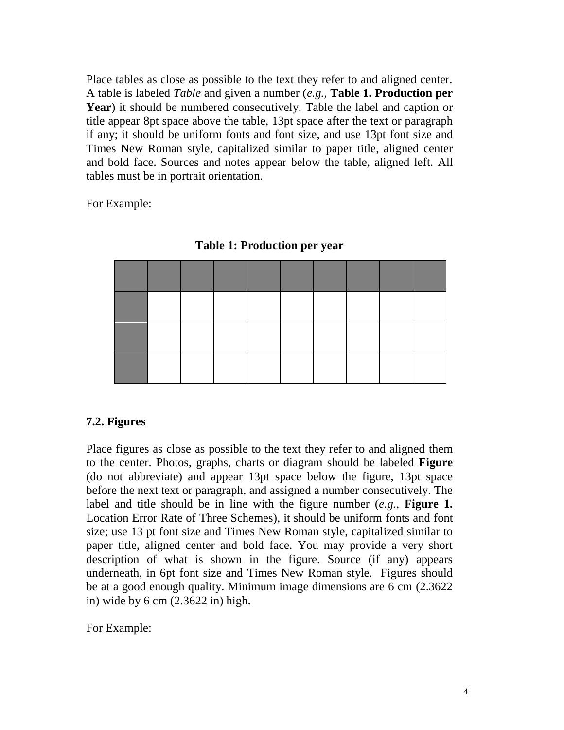Place tables as close as possible to the text they refer to and aligned center. A table is labeled *Table* and given a number (*e.g.*, **Table 1. Production per Year**) it should be numbered consecutively. Table the label and caption or title appear 8pt space above the table, 13pt space after the text or paragraph if any; it should be uniform fonts and font size, and use 13pt font size and Times New Roman style, capitalized similar to paper title, aligned center and bold face. Sources and notes appear below the table, aligned left. All tables must be in portrait orientation.

For Example:

**Table 1: Production per year**

| | | | | | | | | | |
|---|---|---|---|---|---|---|---|---|---|
| | | | | | | | | | |
| | | | | | | | | | |
| | | | | | | | | | |

### 7.2. Figures

Place figures as close as possible to the text they refer to and aligned them to the center. Photos, graphs, charts or diagram should be labeled **Figure** (do not abbreviate) and appear 13pt space below the figure, 13pt space before the next text or paragraph, and assigned a number consecutively. The label and title should be in line with the figure number (*e.g.*, **Figure 1.** Location Error Rate of Three Schemes), it should be uniform fonts and font size; use 13 pt font size and Times New Roman style, capitalized similar to paper title, aligned center and bold face. You may provide a very short description of what is shown in the figure. Source (if any) appears underneath, in 6pt font size and Times New Roman style. Figures should be at a good enough quality. Minimum image dimensions are 6 cm (2.3622 in) wide by 6 cm (2.3622 in) high.

For Example: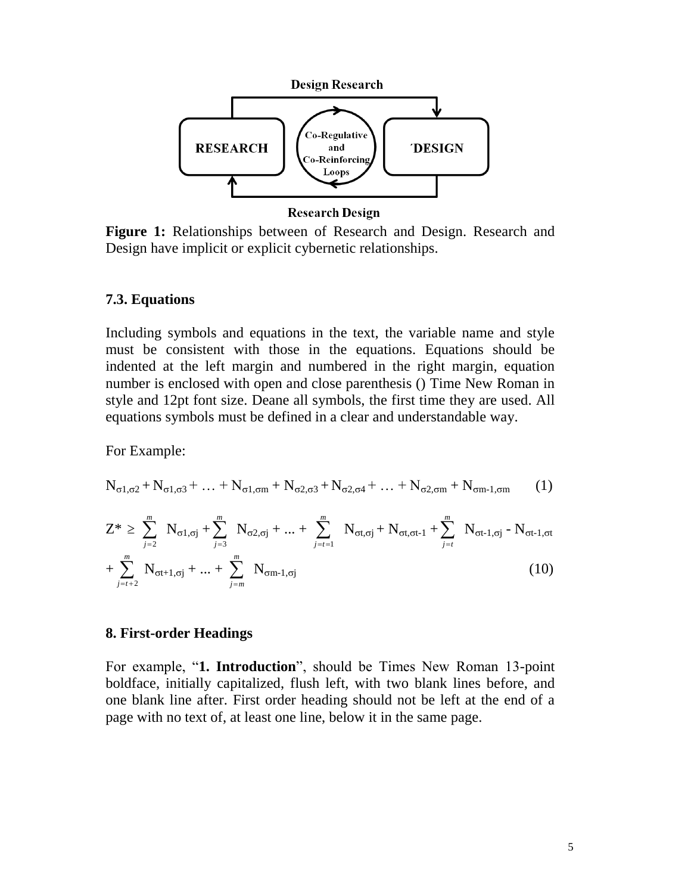Design Research

RESEARCH — Co-Regulative and Co-Reinforcing Loops — ´DESIGN

Research Design

**Figure 1:** Relationships between of Research and Design. Research and Design have implicit or explicit cybernetic relationships.

### 7.3. Equations

Including symbols and equations in the text, the variable name and style must be consistent with those in the equations. Equations should be indented at the left margin and numbered in the right margin, equation number is enclosed with open and close parenthesis () Time New Roman in style and 12pt font size. Deane all symbols, the first time they are used. All equations symbols must be defined in a clear and understandable way.

For Example:

$$N_{\sigma1,\sigma2} + N_{\sigma1,\sigma3} + \ldots + N_{\sigma1,\sigma m} + N_{\sigma2,\sigma3} + N_{\sigma2,\sigma4} + \ldots + N_{\sigma2,\sigma m} + N_{\sigma m-1,\sigma m} \qquad (1)$$

$$Z^* \geq \sum_{j=2}^{m} N_{\sigma1,\sigma j} + \sum_{j=3}^{m} N_{\sigma2,\sigma j} + \ldots + \sum_{j=t=1}^{m} N_{\sigma t,\sigma j} + N_{\sigma t,\sigma t-1} + \sum_{j=t}^{m} N_{\sigma t-1,\sigma j} - N_{\sigma t-1,\sigma t} + \sum_{j=t+2}^{m} N_{\sigma t+1,\sigma j} + \ldots + \sum_{j=m}^{m} N_{\sigma m-1,\sigma j} \qquad (10)$$

## 8. First-order Headings

For example, "**1. Introduction**", should be Times New Roman 13-point boldface, initially capitalized, flush left, with two blank lines before, and one blank line after. First order heading should not be left at the end of a page with no text of, at least one line, below it in the same page.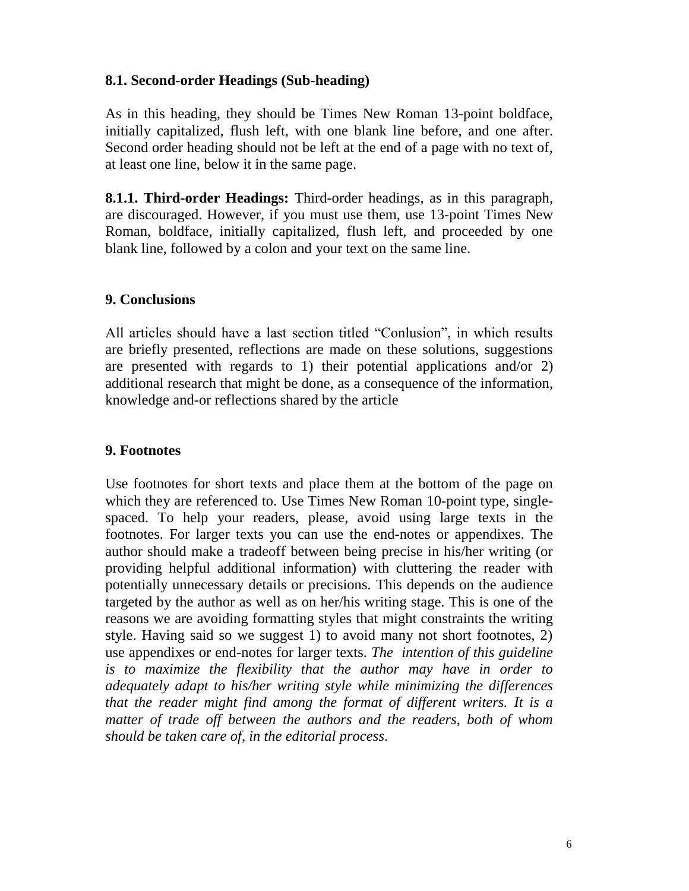### 8.1. Second-order Headings (Sub-heading)

As in this heading, they should be Times New Roman 13-point boldface, initially capitalized, flush left, with one blank line before, and one after. Second order heading should not be left at the end of a page with no text of, at least one line, below it in the same page.

**8.1.1. Third-order Headings:** Third-order headings, as in this paragraph, are discouraged. However, if you must use them, use 13-point Times New Roman, boldface, initially capitalized, flush left, and proceeded by one blank line, followed by a colon and your text on the same line.

## 9. Conclusions

All articles should have a last section titled "Conlusion", in which results are briefly presented, reflections are made on these solutions, suggestions are presented with regards to 1) their potential applications and/or 2) additional research that might be done, as a consequence of the information, knowledge and-or reflections shared by the article

## 9. Footnotes

Use footnotes for short texts and place them at the bottom of the page on which they are referenced to. Use Times New Roman 10-point type, single-spaced. To help your readers, please, avoid using large texts in the footnotes. For larger texts you can use the end-notes or appendixes. The author should make a tradeoff between being precise in his/her writing (or providing helpful additional information) with cluttering the reader with potentially unnecessary details or precisions. This depends on the audience targeted by the author as well as on her/his writing stage. This is one of the reasons we are avoiding formatting styles that might constraints the writing style. Having said so we suggest 1) to avoid many not short footnotes, 2) use appendixes or end-notes for larger texts. *The intention of this guideline is to maximize the flexibility that the author may have in order to adequately adapt to his/her writing style while minimizing the differences that the reader might find among the format of different writers. It is a matter of trade off between the authors and the readers, both of whom should be taken care of, in the editorial process.*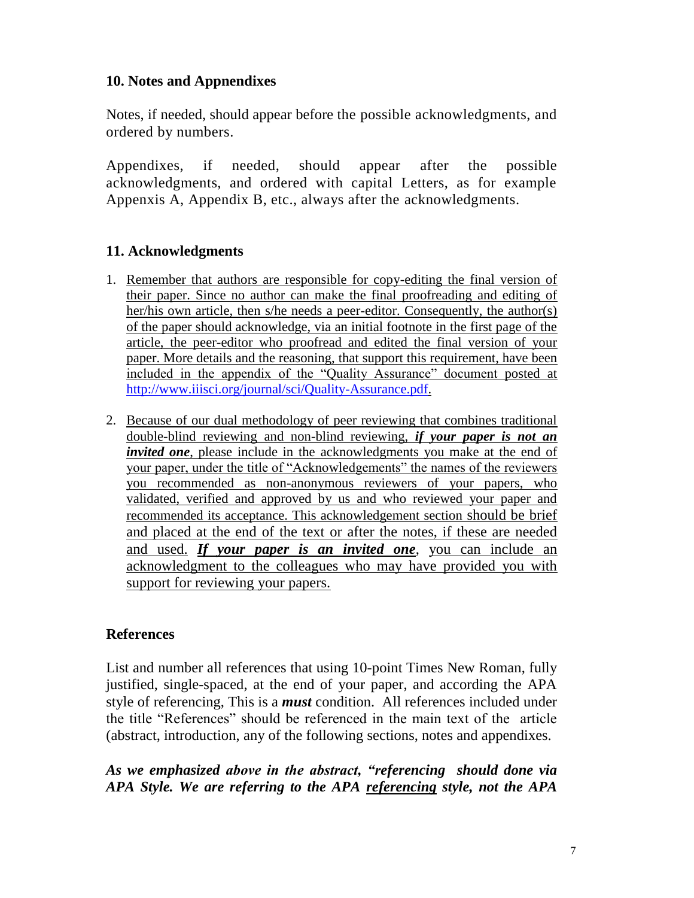## 10. Notes and Appnendixes

Notes, if needed, should appear before the possible acknowledgments, and ordered by numbers.

Appendixes, if needed, should appear after the possible acknowledgments, and ordered with capital Letters, as for example Appenxis A, Appendix B, etc., always after the acknowledgments.

## 11. Acknowledgments

1. Remember that authors are responsible for copy-editing the final version of their paper. Since no author can make the final proofreading and editing of her/his own article, then s/he needs a peer-editor. Consequently, the author(s) of the paper should acknowledge, via an initial footnote in the first page of the article, the peer-editor who proofread and edited the final version of your paper. More details and the reasoning, that support this requirement, have been included in the appendix of the "Quality Assurance" document posted at http://www.iiisci.org/journal/sci/Quality-Assurance.pdf.

2. Because of our dual methodology of peer reviewing that combines traditional double-blind reviewing and non-blind reviewing, ***if your paper is not an invited one***, please include in the acknowledgments you make at the end of your paper, under the title of "Acknowledgements" the names of the reviewers you recommended as non-anonymous reviewers of your papers, who validated, verified and approved by us and who reviewed your paper and recommended its acceptance. This acknowledgement section should be brief and placed at the end of the text or after the notes, if these are needed and used. ***If your paper is an invited one***, you can include an acknowledgment to the colleagues who may have provided you with support for reviewing your papers.

## References

List and number all references that using 10-point Times New Roman, fully justified, single-spaced, at the end of your paper, and according the APA style of referencing, This is a ***must*** condition. All references included under the title "References" should be referenced in the main text of the article (abstract, introduction, any of the following sections, notes and appendixes.

***As we emphasized above in the abstract, "referencing should done via APA Style. We are referring to the APA referencing style, not the APA***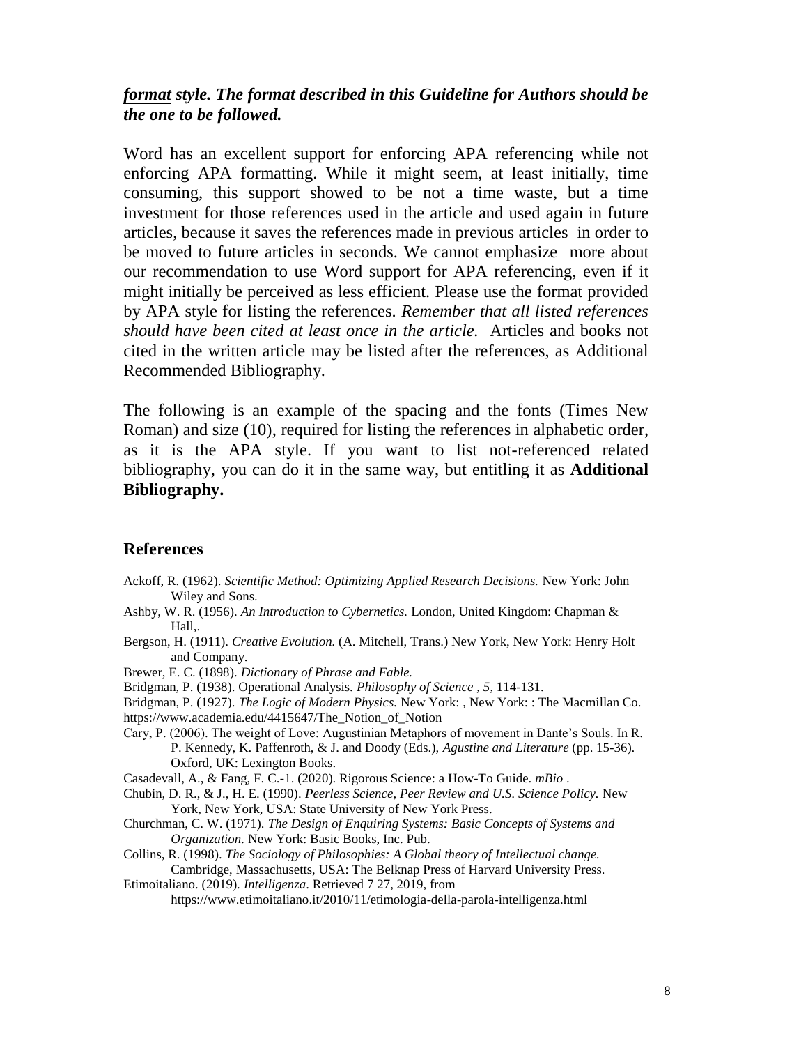***format* style. The format described in this Guideline for Authors should be the one to be followed.**

Word has an excellent support for enforcing APA referencing while not enforcing APA formatting. While it might seem, at least initially, time consuming, this support showed to be not a time waste, but a time investment for those references used in the article and used again in future articles, because it saves the references made in previous articles in order to be moved to future articles in seconds. We cannot emphasize more about our recommendation to use Word support for APA referencing, even if it might initially be perceived as less efficient. Please use the format provided by APA style for listing the references. *Remember that all listed references should have been cited at least once in the article.* Articles and books not cited in the written article may be listed after the references, as Additional Recommended Bibliography.

The following is an example of the spacing and the fonts (Times New Roman) and size (10), required for listing the references in alphabetic order, as it is the APA style. If you want to list not-referenced related bibliography, you can do it in the same way, but entitling it as **Additional Bibliography.**

## References

Ackoff, R. (1962). *Scientific Method: Optimizing Applied Research Decisions.* New York: John Wiley and Sons.

Ashby, W. R. (1956). *An Introduction to Cybernetics.* London, United Kingdom: Chapman & Hall,.

Bergson, H. (1911). *Creative Evolution.* (A. Mitchell, Trans.) New York, New York: Henry Holt and Company.

Brewer, E. C. (1898). *Dictionary of Phrase and Fable.*

Bridgman, P. (1938). Operational Analysis. *Philosophy of Science , 5*, 114-131.

Bridgman, P. (1927). *The Logic of Modern Physics.* New York: , New York: : The Macmillan Co.

https://www.academia.edu/4415647/The_Notion_of_Notion

Cary, P. (2006). The weight of Love: Augustinian Metaphors of movement in Dante's Souls. In R. P. Kennedy, K. Paffenroth, & J. and Doody (Eds.), *Agustine and Literature* (pp. 15-36). Oxford, UK: Lexington Books.

Casadevall, A., & Fang, F. C.-1. (2020). Rigorous Science: a How-To Guide. *mBio* .

Chubin, D. R., & J., H. E. (1990). *Peerless Science, Peer Review and U.S. Science Policy.* New York, New York, USA: State University of New York Press.

Churchman, C. W. (1971). *The Design of Enquiring Systems: Basic Concepts of Systems and Organization.* New York: Basic Books, Inc. Pub.

Collins, R. (1998). *The Sociology of Philosophies: A Global theory of Intellectual change.* Cambridge, Massachusetts, USA: The Belknap Press of Harvard University Press.

Etimoitaliano. (2019). *Intelligenza*. Retrieved 7 27, 2019, from https://www.etimoitaliano.it/2010/11/etimologia-della-parola-intelligenza.html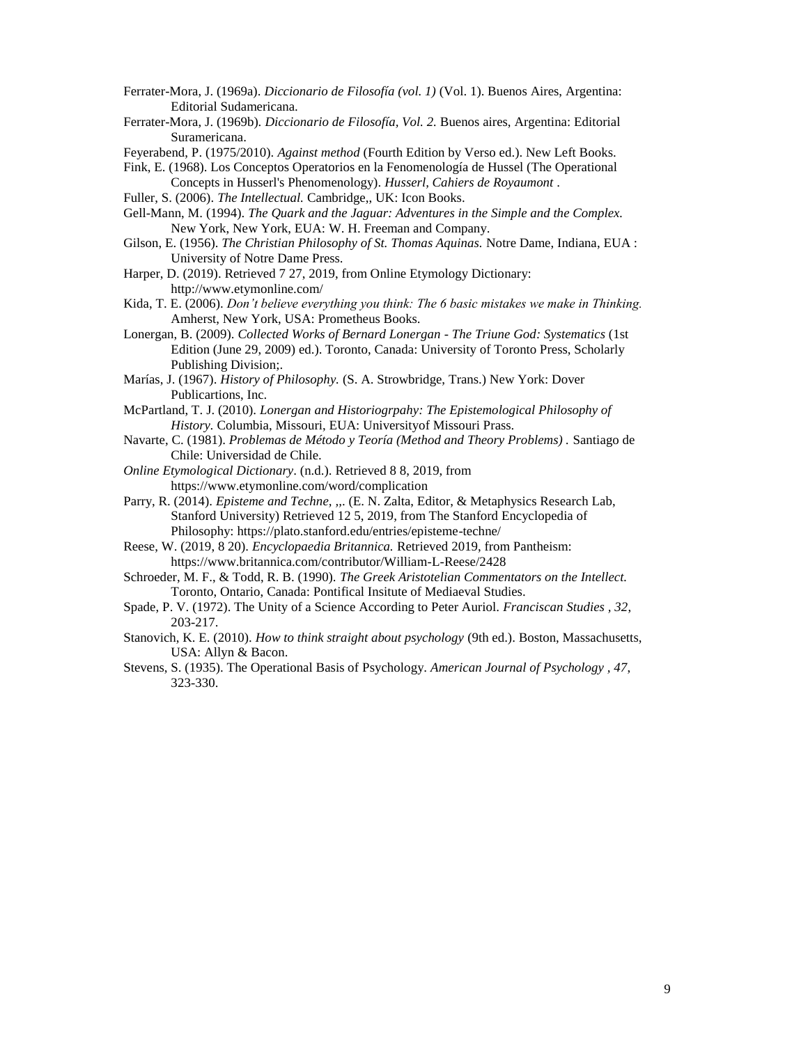Ferrater-Mora, J. (1969a). *Diccionario de Filosofía (vol. 1)* (Vol. 1). Buenos Aires, Argentina: Editorial Sudamericana.

Ferrater-Mora, J. (1969b). *Diccionario de Filosofía, Vol. 2.* Buenos aires, Argentina: Editorial Suramericana.

Feyerabend, P. (1975/2010). *Against method* (Fourth Edition by Verso ed.). New Left Books.

Fink, E. (1968). Los Conceptos Operatorios en la Fenomenología de Hussel (The Operational Concepts in Husserl's Phenomenology). *Husserl, Cahiers de Royaumont* .

Fuller, S. (2006). *The Intellectual.* Cambridge,, UK: Icon Books.

Gell-Mann, M. (1994). *The Quark and the Jaguar: Adventures in the Simple and the Complex.* New York, New York, EUA: W. H. Freeman and Company.

Gilson, E. (1956). *The Christian Philosophy of St. Thomas Aquinas.* Notre Dame, Indiana, EUA : University of Notre Dame Press.

Harper, D. (2019). Retrieved 7 27, 2019, from Online Etymology Dictionary: http://www.etymonline.com/

Kida, T. E. (2006). *Don't believe everything you think: The 6 basic mistakes we make in Thinking.* Amherst, New York, USA: Prometheus Books.

Lonergan, B. (2009). *Collected Works of Bernard Lonergan - The Triune God: Systematics* (1st Edition (June 29, 2009) ed.). Toronto, Canada: University of Toronto Press, Scholarly Publishing Division;.

Marías, J. (1967). *History of Philosophy.* (S. A. Strowbridge, Trans.) New York: Dover Publicartions, Inc.

McPartland, T. J. (2010). *Lonergan and Historiogrpahy: The Epistemological Philosophy of History.* Columbia, Missouri, EUA: Universityof Missouri Prass.

Navarte, C. (1981). *Problemas de Método y Teoría (Method and Theory Problems) .* Santiago de Chile: Universidad de Chile.

*Online Etymological Dictionary*. (n.d.). Retrieved 8 8, 2019, from https://www.etymonline.com/word/complication

Parry, R. (2014). *Episteme and Techne,* ,,. (E. N. Zalta, Editor, & Metaphysics Research Lab, Stanford University) Retrieved 12 5, 2019, from The Stanford Encyclopedia of Philosophy: https://plato.stanford.edu/entries/episteme-techne/

Reese, W. (2019, 8 20). *Encyclopaedia Britannica.* Retrieved 2019, from Pantheism: https://www.britannica.com/contributor/William-L-Reese/2428

Schroeder, M. F., & Todd, R. B. (1990). *The Greek Aristotelian Commentators on the Intellect.* Toronto, Ontario, Canada: Pontifical Insitute of Mediaeval Studies.

Spade, P. V. (1972). The Unity of a Science According to Peter Auriol. *Franciscan Studies , 32*, 203-217.

Stanovich, K. E. (2010). *How to think straight about psychology* (9th ed.). Boston, Massachusetts, USA: Allyn & Bacon.

Stevens, S. (1935). The Operational Basis of Psychology. *American Journal of Psychology , 47*, 323-330.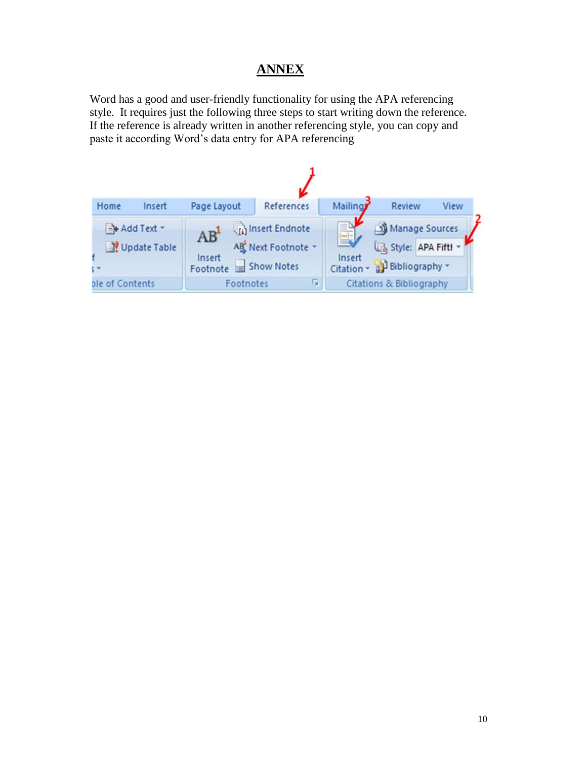# ANNEX

Word has a good and user-friendly functionality for using the APA referencing style. It requires just the following three steps to start writing down the reference. If the reference is already written in another referencing style, you can copy and paste it according Word's data entry for APA referencing